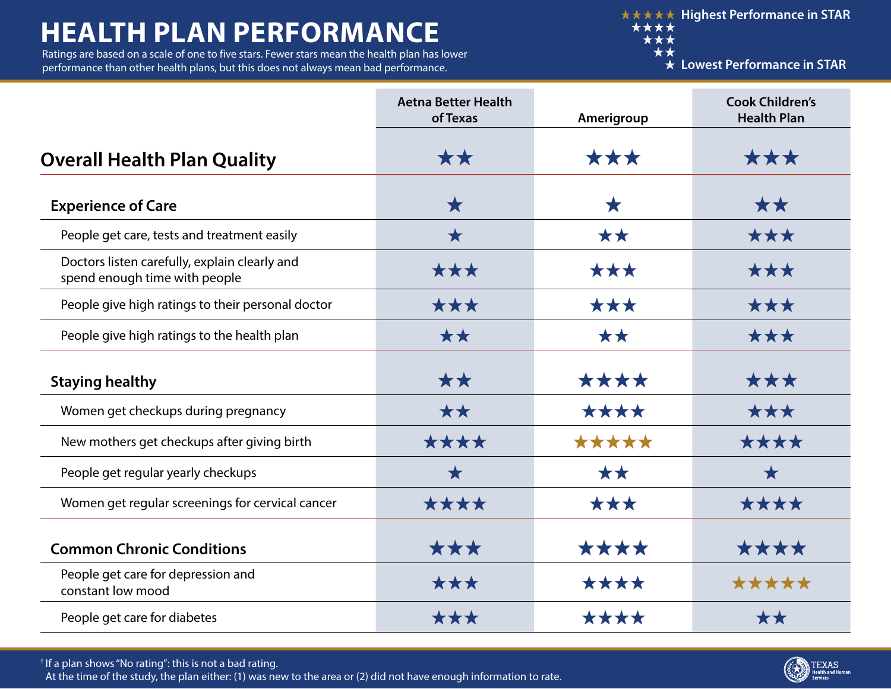# HEALTH PLAN PERFORMANCE

Ratings are based on a scale of one to five stars. Fewer stars mean the health plan has lower performance than other health plans, but this does not always mean bad performance.

★★★★★ Highest Performance in STAR
★★★★
★★★
★★
★ Lowest Performance in STAR

| | Aetna Better Health of Texas | Amerigroup | Cook Children's Health Plan |
|---|---|---|---|
| **Overall Health Plan Quality** | ★★ | ★★★ | ★★★ |
| **Experience of Care** | ★ | ★ | ★★ |
| People get care, tests and treatment easily | ★ | ★★ | ★★★ |
| Doctors listen carefully, explain clearly and spend enough time with people | ★★★ | ★★★ | ★★★ |
| People give high ratings to their personal doctor | ★★★ | ★★★ | ★★★ |
| People give high ratings to the health plan | ★★ | ★★ | ★★★ |
| **Staying healthy** | ★★ | ★★★★ | ★★★ |
| Women get checkups during pregnancy | ★★ | ★★★★ | ★★★ |
| New mothers get checkups after giving birth | ★★★★ | ★★★★★ | ★★★★ |
| People get regular yearly checkups | ★ | ★★ | ★ |
| Women get regular screenings for cervical cancer | ★★★★ | ★★★ | ★★★★ |
| **Common Chronic Conditions** | ★★★ | ★★★★ | ★★★★ |
| People get care for depression and constant low mood | ★★★ | ★★★★ | ★★★★★ |
| People get care for diabetes | ★★★ | ★★★★ | ★★ |

† If a plan shows "No rating": this is not a bad rating.
At the time of the study, the plan either: (1) was new to the area or (2) did not have enough information to rate.

TEXAS Health and Human Services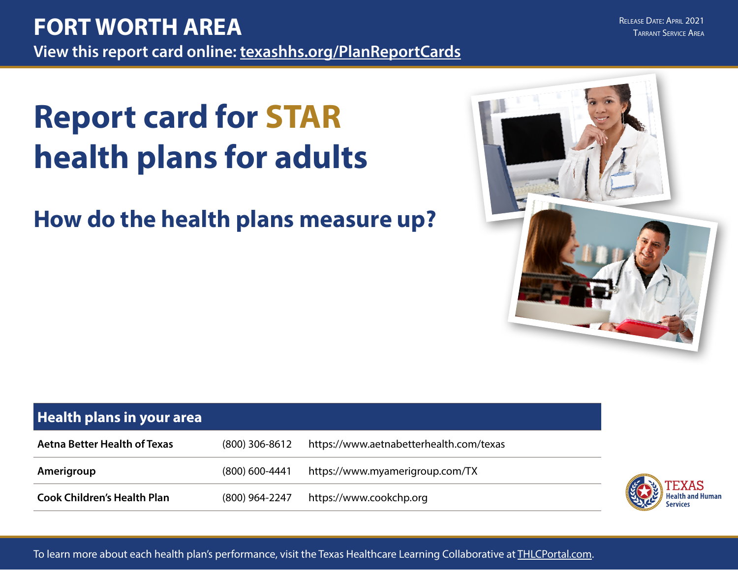# FORT WORTH AREA

**View this report card online: texashhs.org/PlanReportCards**

Release Date: April 2021
Tarrant Service Area

# Report card for STAR health plans for adults

## How do the health plans measure up?

| Health plans in your area | | |
|---|---|---|
| **Aetna Better Health of Texas** | (800) 306-8612 | https://www.aetnabetterhealth.com/texas |
| **Amerigroup** | (800) 600-4441 | https://www.myamerigroup.com/TX |
| **Cook Children's Health Plan** | (800) 964-2247 | https://www.cookchp.org |

TEXAS Health and Human Services

To learn more about each health plan's performance, visit the Texas Healthcare Learning Collaborative at THLCPortal.com.